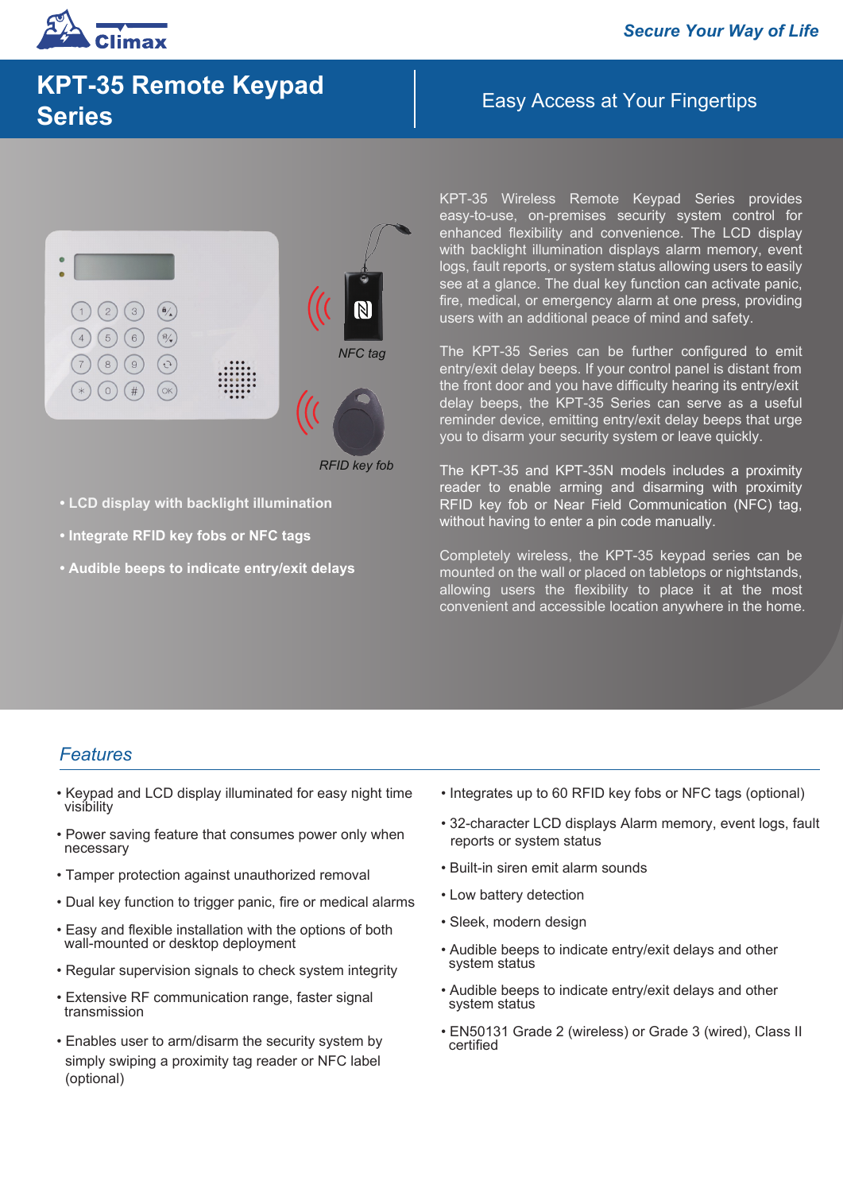# KPT-35 Remote Keypad Series

Easy Access at Your Fingertips

NFC tag

RFID key fob

- **LCD display with backlight illumination**
- **Integrate RFID key fobs or NFC tags**
- **Audible beeps to indicate entry/exit delays**

KPT-35 Wireless Remote Keypad Series provides easy-to-use, on-premises security system control for enhanced flexibility and convenience. The LCD display with backlight illumination displays alarm memory, event logs, fault reports, or system status allowing users to easily see at a glance. The dual key function can activate panic, fire, medical, or emergency alarm at one press, providing users with an additional peace of mind and safety.

The KPT-35 Series can be further configured to emit entry/exit delay beeps. If your control panel is distant from the front door and you have difficulty hearing its entry/exit delay beeps, the KPT-35 Series can serve as a useful reminder device, emitting entry/exit delay beeps that urge you to disarm your security system or leave quickly.

The KPT-35 and KPT-35N models includes a proximity reader to enable arming and disarming with proximity RFID key fob or Near Field Communication (NFC) tag, without having to enter a pin code manually.

Completely wireless, the KPT-35 keypad series can be mounted on the wall or placed on tabletops or nightstands, allowing users the flexibility to place it at the most convenient and accessible location anywhere in the home.

## Features

- Keypad and LCD display illuminated for easy night time visibility
- Power saving feature that consumes power only when necessary
- Tamper protection against unauthorized removal
- Dual key function to trigger panic, fire or medical alarms
- Easy and flexible installation with the options of both wall-mounted or desktop deployment
- Regular supervision signals to check system integrity
- Extensive RF communication range, faster signal transmission
- Enables user to arm/disarm the security system by simply swiping a proximity tag reader or NFC label (optional)
- Integrates up to 60 RFID key fobs or NFC tags (optional)
- 32-character LCD displays Alarm memory, event logs, fault reports or system status
- Built-in siren emit alarm sounds
- Low battery detection
- Sleek, modern design
- Audible beeps to indicate entry/exit delays and other system status
- Audible beeps to indicate entry/exit delays and other system status
- EN50131 Grade 2 (wireless) or Grade 3 (wired), Class II certified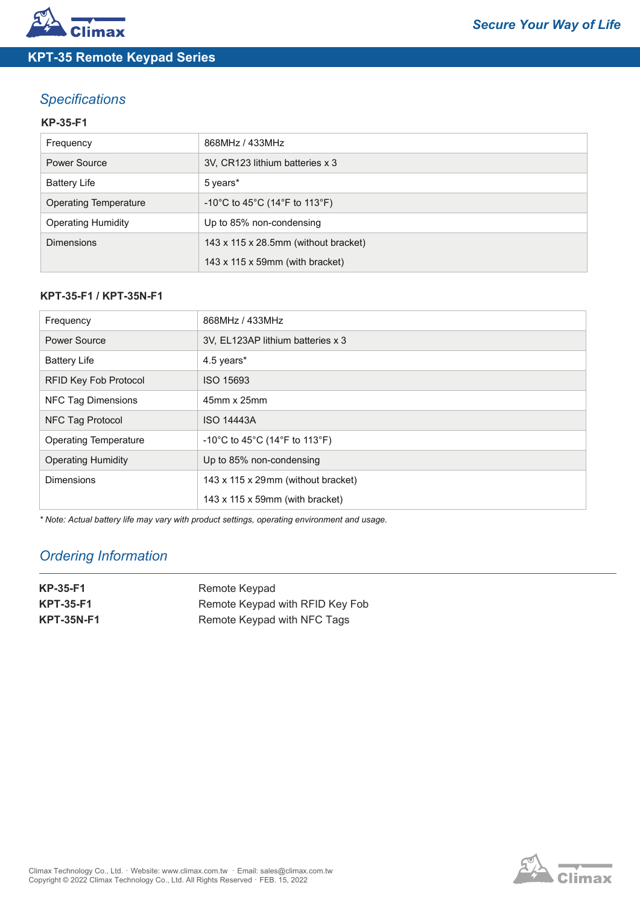## Specifications

**KP-35-F1**

| | |
|---|---|
| Frequency | 868MHz / 433MHz |
| Power Source | 3V, CR123 lithium batteries x 3 |
| Battery Life | 5 years* |
| Operating Temperature | -10°C to 45°C (14°F to 113°F) |
| Operating Humidity | Up to 85% non-condensing |
| Dimensions | 143 x 115 x 28.5mm (without bracket)<br>143 x 115 x 59mm (with bracket) |

**KPT-35-F1 / KPT-35N-F1**

| | |
|---|---|
| Frequency | 868MHz / 433MHz |
| Power Source | 3V, EL123AP lithium batteries x 3 |
| Battery Life | 4.5 years* |
| RFID Key Fob Protocol | ISO 15693 |
| NFC Tag Dimensions | 45mm x 25mm |
| NFC Tag Protocol | ISO 14443A |
| Operating Temperature | -10°C to 45°C (14°F to 113°F) |
| Operating Humidity | Up to 85% non-condensing |
| Dimensions | 143 x 115 x 29mm (without bracket)<br>143 x 115 x 59mm (with bracket) |

*\* Note: Actual battery life may vary with product settings, operating environment and usage.*

## Ordering Information

| | |
|---|---|
| **KP-35-F1** | Remote Keypad |
| **KPT-35-F1** | Remote Keypad with RFID Key Fob |
| **KPT-35N-F1** | Remote Keypad with NFC Tags |

Climax Technology Co., Ltd. · Website: www.climax.com.tw · Email: sales@climax.com.tw
Copyright © 2022 Climax Technology Co., Ltd. All Rights Reserved · FEB. 15, 2022